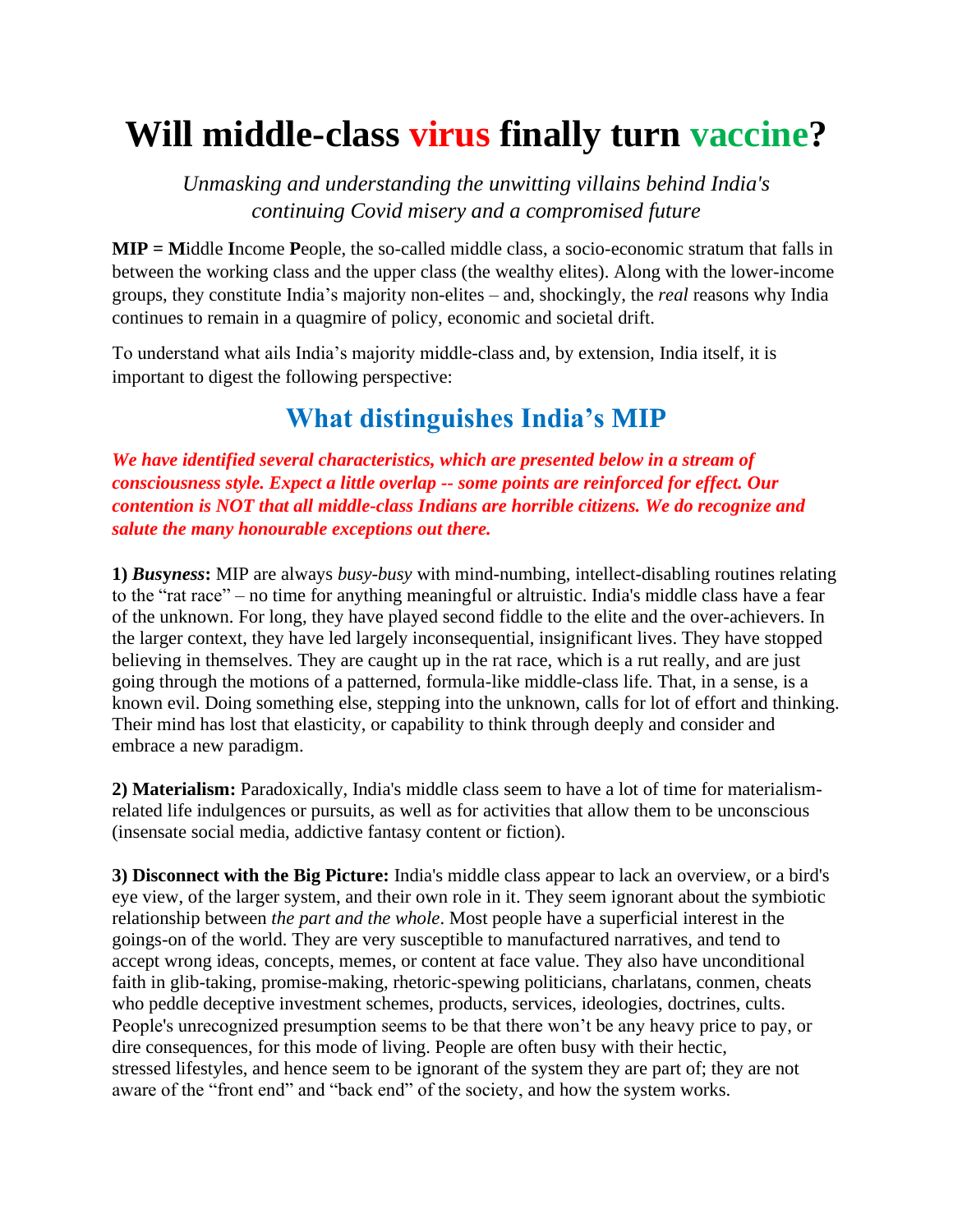# Will middle-class virus finally turn vaccine?

*Unmasking and understanding the unwitting villains behind India's continuing Covid misery and a compromised future*

**MIP = M**iddle **I**ncome **P**eople, the so-called middle class, a socio-economic stratum that falls in between the working class and the upper class (the wealthy elites). Along with the lower-income groups, they constitute India's majority non-elites – and, shockingly, the *real* reasons why India continues to remain in a quagmire of policy, economic and societal drift.

To understand what ails India's majority middle-class and, by extension, India itself, it is important to digest the following perspective:

## What distinguishes India's MIP

***We have identified several characteristics, which are presented below in a stream of consciousness style. Expect a little overlap -- some points are reinforced for effect. Our contention is NOT that all middle-class Indians are horrible citizens. We do recognize and salute the many honourable exceptions out there.***

**1) *Busyness*:** MIP are always *busy-busy* with mind-numbing, intellect-disabling routines relating to the "rat race" – no time for anything meaningful or altruistic. India's middle class have a fear of the unknown. For long, they have played second fiddle to the elite and the over-achievers. In the larger context, they have led largely inconsequential, insignificant lives. They have stopped believing in themselves. They are caught up in the rat race, which is a rut really, and are just going through the motions of a patterned, formula-like middle-class life. That, in a sense, is a known evil. Doing something else, stepping into the unknown, calls for lot of effort and thinking. Their mind has lost that elasticity, or capability to think through deeply and consider and embrace a new paradigm.

**2) Materialism:** Paradoxically, India's middle class seem to have a lot of time for materialism-related life indulgences or pursuits, as well as for activities that allow them to be unconscious (insensate social media, addictive fantasy content or fiction).

**3) Disconnect with the Big Picture:** India's middle class appear to lack an overview, or a bird's eye view, of the larger system, and their own role in it. They seem ignorant about the symbiotic relationship between *the part and the whole*. Most people have a superficial interest in the goings-on of the world. They are very susceptible to manufactured narratives, and tend to accept wrong ideas, concepts, memes, or content at face value. They also have unconditional faith in glib-taking, promise-making, rhetoric-spewing politicians, charlatans, conmen, cheats who peddle deceptive investment schemes, products, services, ideologies, doctrines, cults. People's unrecognized presumption seems to be that there won't be any heavy price to pay, or dire consequences, for this mode of living. People are often busy with their hectic, stressed lifestyles, and hence seem to be ignorant of the system they are part of; they are not aware of the "front end" and "back end" of the society, and how the system works.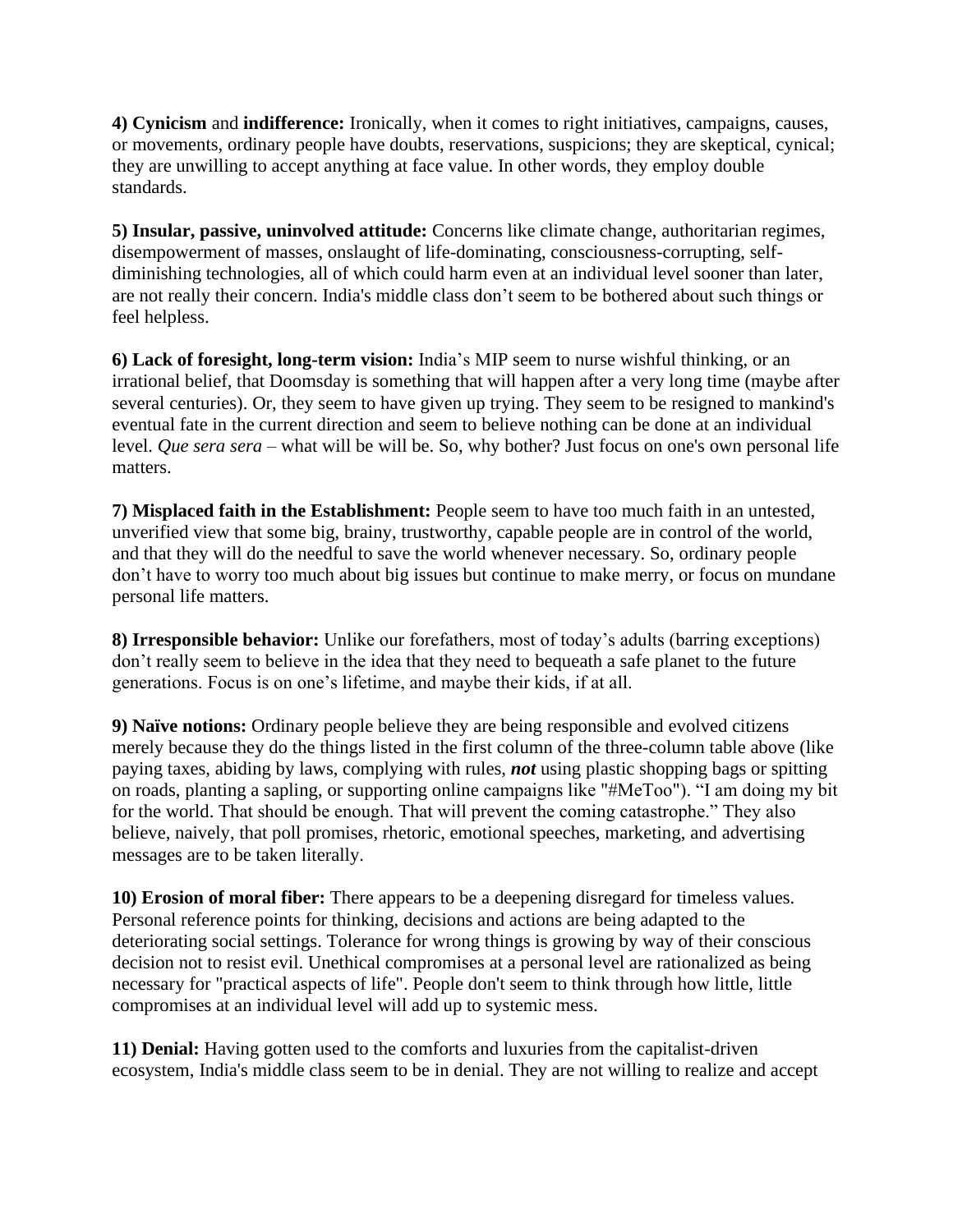**4) Cynicism** and **indifference:** Ironically, when it comes to right initiatives, campaigns, causes, or movements, ordinary people have doubts, reservations, suspicions; they are skeptical, cynical; they are unwilling to accept anything at face value. In other words, they employ double standards.

**5) Insular, passive, uninvolved attitude:** Concerns like climate change, authoritarian regimes, disempowerment of masses, onslaught of life-dominating, consciousness-corrupting, self-diminishing technologies, all of which could harm even at an individual level sooner than later, are not really their concern. India's middle class don't seem to be bothered about such things or feel helpless.

**6) Lack of foresight, long-term vision:** India's MIP seem to nurse wishful thinking, or an irrational belief, that Doomsday is something that will happen after a very long time (maybe after several centuries). Or, they seem to have given up trying. They seem to be resigned to mankind's eventual fate in the current direction and seem to believe nothing can be done at an individual level. *Que sera sera* – what will be will be. So, why bother? Just focus on one's own personal life matters.

**7) Misplaced faith in the Establishment:** People seem to have too much faith in an untested, unverified view that some big, brainy, trustworthy, capable people are in control of the world, and that they will do the needful to save the world whenever necessary. So, ordinary people don't have to worry too much about big issues but continue to make merry, or focus on mundane personal life matters.

**8) Irresponsible behavior:** Unlike our forefathers, most of today's adults (barring exceptions) don't really seem to believe in the idea that they need to bequeath a safe planet to the future generations. Focus is on one's lifetime, and maybe their kids, if at all.

**9) Naïve notions:** Ordinary people believe they are being responsible and evolved citizens merely because they do the things listed in the first column of the three-column table above (like paying taxes, abiding by laws, complying with rules, ***not*** using plastic shopping bags or spitting on roads, planting a sapling, or supporting online campaigns like "#MeToo"). "I am doing my bit for the world. That should be enough. That will prevent the coming catastrophe." They also believe, naively, that poll promises, rhetoric, emotional speeches, marketing, and advertising messages are to be taken literally.

**10) Erosion of moral fiber:** There appears to be a deepening disregard for timeless values. Personal reference points for thinking, decisions and actions are being adapted to the deteriorating social settings. Tolerance for wrong things is growing by way of their conscious decision not to resist evil. Unethical compromises at a personal level are rationalized as being necessary for "practical aspects of life". People don't seem to think through how little, little compromises at an individual level will add up to systemic mess.

**11) Denial:** Having gotten used to the comforts and luxuries from the capitalist-driven ecosystem, India's middle class seem to be in denial. They are not willing to realize and accept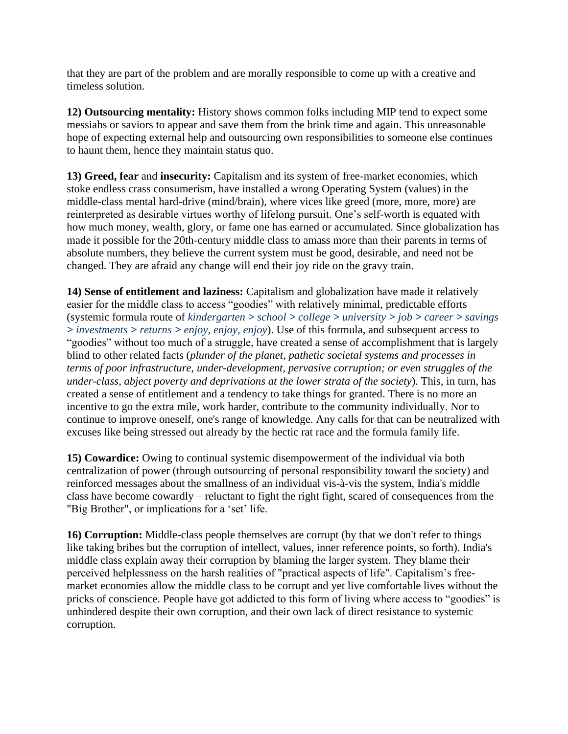that they are part of the problem and are morally responsible to come up with a creative and timeless solution.

**12) Outsourcing mentality:** History shows common folks including MIP tend to expect some messiahs or saviors to appear and save them from the brink time and again. This unreasonable hope of expecting external help and outsourcing own responsibilities to someone else continues to haunt them, hence they maintain status quo.

**13) Greed, fear** and **insecurity:** Capitalism and its system of free-market economies, which stoke endless crass consumerism, have installed a wrong Operating System (values) in the middle-class mental hard-drive (mind/brain), where vices like greed (more, more, more) are reinterpreted as desirable virtues worthy of lifelong pursuit. One's self-worth is equated with how much money, wealth, glory, or fame one has earned or accumulated. Since globalization has made it possible for the 20th-century middle class to amass more than their parents in terms of absolute numbers, they believe the current system must be good, desirable, and need not be changed. They are afraid any change will end their joy ride on the gravy train.

**14) Sense of entitlement and laziness:** Capitalism and globalization have made it relatively easier for the middle class to access "goodies" with relatively minimal, predictable efforts (systemic formula route of *kindergarten > school > college > university > job > career > savings > investments > returns > enjoy, enjoy, enjoy*). Use of this formula, and subsequent access to "goodies" without too much of a struggle, have created a sense of accomplishment that is largely blind to other related facts (*plunder of the planet, pathetic societal systems and processes in terms of poor infrastructure, under-development, pervasive corruption; or even struggles of the under-class, abject poverty and deprivations at the lower strata of the society*). This, in turn, has created a sense of entitlement and a tendency to take things for granted. There is no more an incentive to go the extra mile, work harder, contribute to the community individually. Nor to continue to improve oneself, one's range of knowledge. Any calls for that can be neutralized with excuses like being stressed out already by the hectic rat race and the formula family life.

**15) Cowardice:** Owing to continual systemic disempowerment of the individual via both centralization of power (through outsourcing of personal responsibility toward the society) and reinforced messages about the smallness of an individual vis-à-vis the system, India's middle class have become cowardly – reluctant to fight the right fight, scared of consequences from the "Big Brother", or implications for a 'set' life.

**16) Corruption:** Middle-class people themselves are corrupt (by that we don't refer to things like taking bribes but the corruption of intellect, values, inner reference points, so forth). India's middle class explain away their corruption by blaming the larger system. They blame their perceived helplessness on the harsh realities of "practical aspects of life". Capitalism's free-market economies allow the middle class to be corrupt and yet live comfortable lives without the pricks of conscience. People have got addicted to this form of living where access to "goodies" is unhindered despite their own corruption, and their own lack of direct resistance to systemic corruption.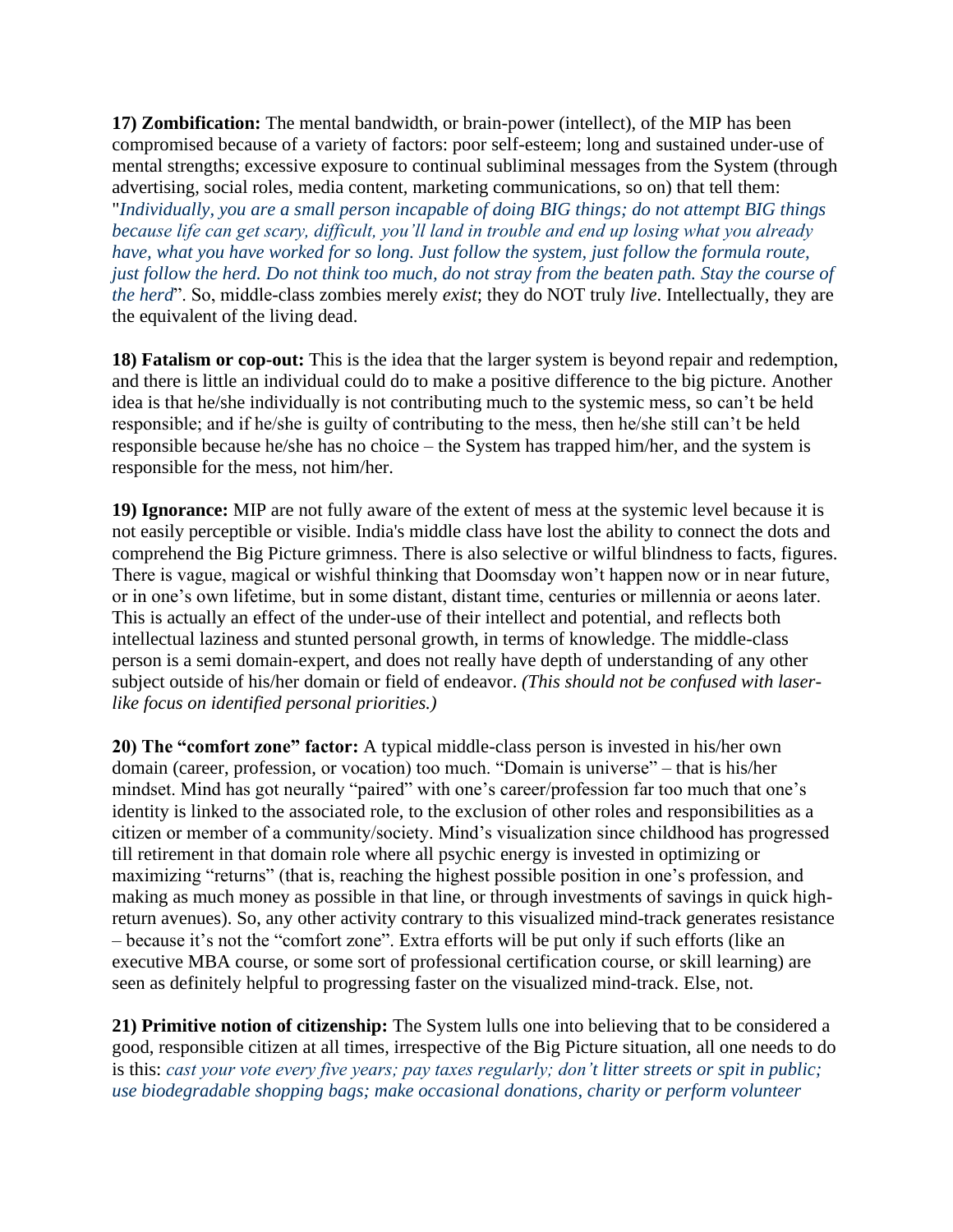**17) Zombification:** The mental bandwidth, or brain-power (intellect), of the MIP has been compromised because of a variety of factors: poor self-esteem; long and sustained under-use of mental strengths; excessive exposure to continual subliminal messages from the System (through advertising, social roles, media content, marketing communications, so on) that tell them: "*Individually, you are a small person incapable of doing BIG things; do not attempt BIG things because life can get scary, difficult, you'll land in trouble and end up losing what you already have, what you have worked for so long. Just follow the system, just follow the formula route, just follow the herd. Do not think too much, do not stray from the beaten path. Stay the course of the herd*". So, middle-class zombies merely *exist*; they do NOT truly *live*. Intellectually, they are the equivalent of the living dead.

**18) Fatalism or cop-out:** This is the idea that the larger system is beyond repair and redemption, and there is little an individual could do to make a positive difference to the big picture. Another idea is that he/she individually is not contributing much to the systemic mess, so can't be held responsible; and if he/she is guilty of contributing to the mess, then he/she still can't be held responsible because he/she has no choice – the System has trapped him/her, and the system is responsible for the mess, not him/her.

**19) Ignorance:** MIP are not fully aware of the extent of mess at the systemic level because it is not easily perceptible or visible. India's middle class have lost the ability to connect the dots and comprehend the Big Picture grimness. There is also selective or wilful blindness to facts, figures. There is vague, magical or wishful thinking that Doomsday won't happen now or in near future, or in one's own lifetime, but in some distant, distant time, centuries or millennia or aeons later. This is actually an effect of the under-use of their intellect and potential, and reflects both intellectual laziness and stunted personal growth, in terms of knowledge. The middle-class person is a semi domain-expert, and does not really have depth of understanding of any other subject outside of his/her domain or field of endeavor. *(This should not be confused with laser-like focus on identified personal priorities.)*

**20) The "comfort zone" factor:** A typical middle-class person is invested in his/her own domain (career, profession, or vocation) too much. "Domain is universe" – that is his/her mindset. Mind has got neurally "paired" with one's career/profession far too much that one's identity is linked to the associated role, to the exclusion of other roles and responsibilities as a citizen or member of a community/society. Mind's visualization since childhood has progressed till retirement in that domain role where all psychic energy is invested in optimizing or maximizing "returns" (that is, reaching the highest possible position in one's profession, and making as much money as possible in that line, or through investments of savings in quick high-return avenues). So, any other activity contrary to this visualized mind-track generates resistance – because it's not the "comfort zone". Extra efforts will be put only if such efforts (like an executive MBA course, or some sort of professional certification course, or skill learning) are seen as definitely helpful to progressing faster on the visualized mind-track. Else, not.

**21) Primitive notion of citizenship:** The System lulls one into believing that to be considered a good, responsible citizen at all times, irrespective of the Big Picture situation, all one needs to do is this: *cast your vote every five years; pay taxes regularly; don't litter streets or spit in public; use biodegradable shopping bags; make occasional donations, charity or perform volunteer*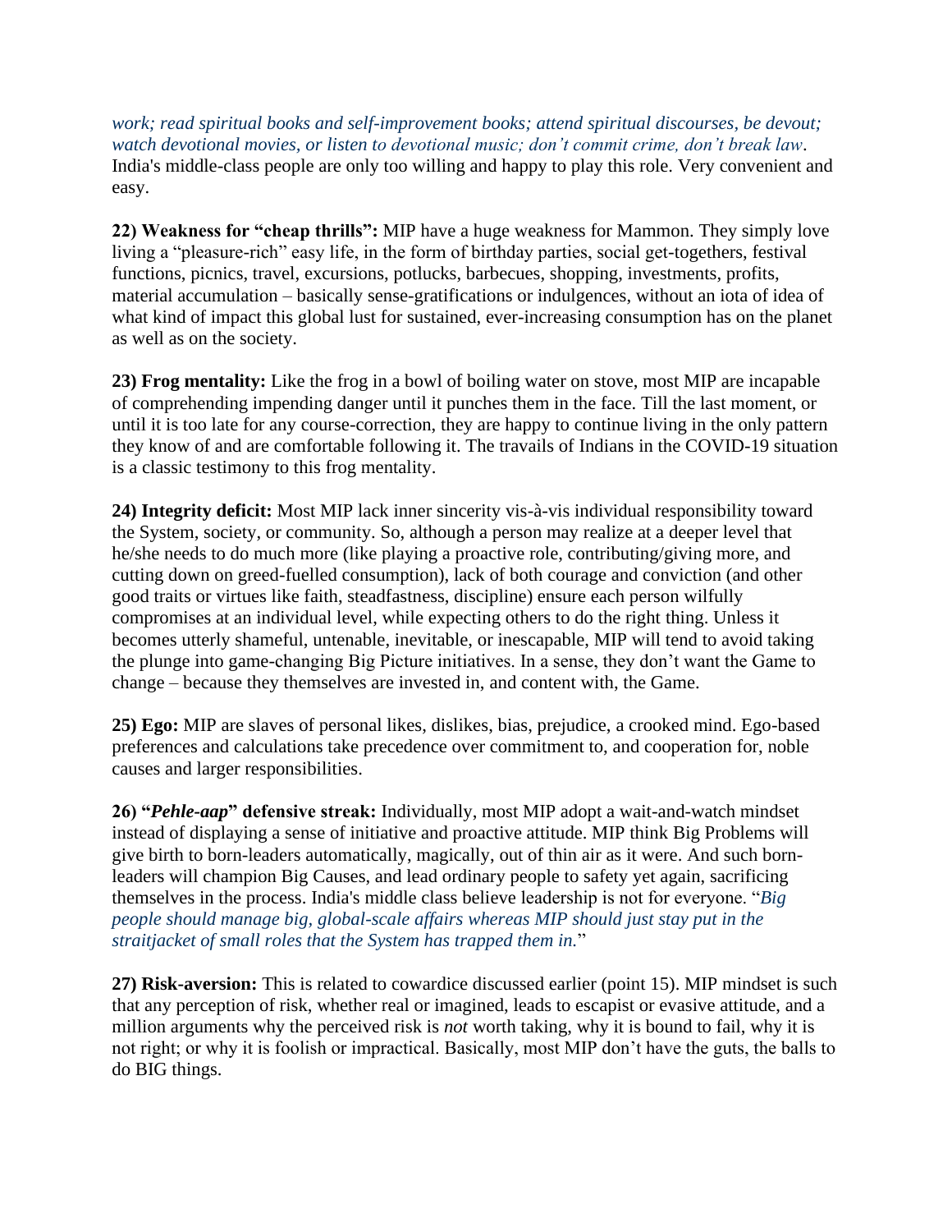*work; read spiritual books and self-improvement books; attend spiritual discourses, be devout; watch devotional movies, or listen to devotional music; don't commit crime, don't break law*. India's middle-class people are only too willing and happy to play this role. Very convenient and easy.

**22) Weakness for "cheap thrills":** MIP have a huge weakness for Mammon. They simply love living a "pleasure-rich" easy life, in the form of birthday parties, social get-togethers, festival functions, picnics, travel, excursions, potlucks, barbecues, shopping, investments, profits, material accumulation – basically sense-gratifications or indulgences, without an iota of idea of what kind of impact this global lust for sustained, ever-increasing consumption has on the planet as well as on the society.

**23) Frog mentality:** Like the frog in a bowl of boiling water on stove, most MIP are incapable of comprehending impending danger until it punches them in the face. Till the last moment, or until it is too late for any course-correction, they are happy to continue living in the only pattern they know of and are comfortable following it. The travails of Indians in the COVID-19 situation is a classic testimony to this frog mentality.

**24) Integrity deficit:** Most MIP lack inner sincerity vis-à-vis individual responsibility toward the System, society, or community. So, although a person may realize at a deeper level that he/she needs to do much more (like playing a proactive role, contributing/giving more, and cutting down on greed-fuelled consumption), lack of both courage and conviction (and other good traits or virtues like faith, steadfastness, discipline) ensure each person wilfully compromises at an individual level, while expecting others to do the right thing. Unless it becomes utterly shameful, untenable, inevitable, or inescapable, MIP will tend to avoid taking the plunge into game-changing Big Picture initiatives. In a sense, they don't want the Game to change – because they themselves are invested in, and content with, the Game.

**25) Ego:** MIP are slaves of personal likes, dislikes, bias, prejudice, a crooked mind. Ego-based preferences and calculations take precedence over commitment to, and cooperation for, noble causes and larger responsibilities.

**26) "*Pehle-aap*" defensive streak:** Individually, most MIP adopt a wait-and-watch mindset instead of displaying a sense of initiative and proactive attitude. MIP think Big Problems will give birth to born-leaders automatically, magically, out of thin air as it were. And such born-leaders will champion Big Causes, and lead ordinary people to safety yet again, sacrificing themselves in the process. India's middle class believe leadership is not for everyone. "*Big people should manage big, global-scale affairs whereas MIP should just stay put in the straitjacket of small roles that the System has trapped them in.*"

**27) Risk-aversion:** This is related to cowardice discussed earlier (point 15). MIP mindset is such that any perception of risk, whether real or imagined, leads to escapist or evasive attitude, and a million arguments why the perceived risk is *not* worth taking, why it is bound to fail, why it is not right; or why it is foolish or impractical. Basically, most MIP don't have the guts, the balls to do BIG things.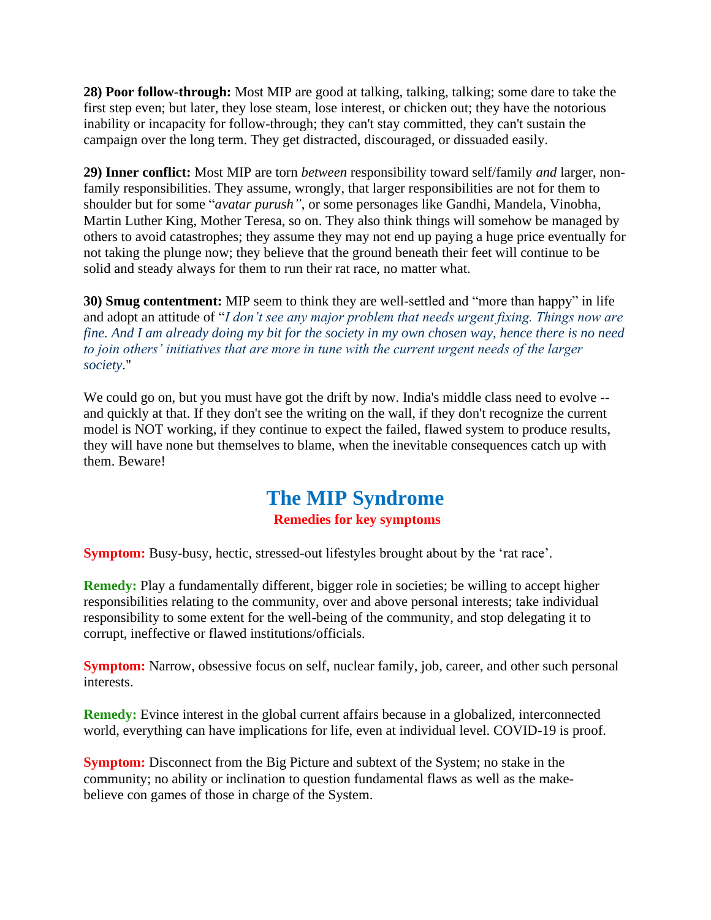**28) Poor follow-through:** Most MIP are good at talking, talking, talking; some dare to take the first step even; but later, they lose steam, lose interest, or chicken out; they have the notorious inability or incapacity for follow-through; they can't stay committed, they can't sustain the campaign over the long term. They get distracted, discouraged, or dissuaded easily.

**29) Inner conflict:** Most MIP are torn *between* responsibility toward self/family *and* larger, non-family responsibilities. They assume, wrongly, that larger responsibilities are not for them to shoulder but for some "*avatar purush"*, or some personages like Gandhi, Mandela, Vinobha, Martin Luther King, Mother Teresa, so on. They also think things will somehow be managed by others to avoid catastrophes; they assume they may not end up paying a huge price eventually for not taking the plunge now; they believe that the ground beneath their feet will continue to be solid and steady always for them to run their rat race, no matter what.

**30) Smug contentment:** MIP seem to think they are well-settled and "more than happy" in life and adopt an attitude of "*I don't see any major problem that needs urgent fixing. Things now are fine. And I am already doing my bit for the society in my own chosen way, hence there is no need to join others' initiatives that are more in tune with the current urgent needs of the larger society*."

We could go on, but you must have got the drift by now. India's middle class need to evolve -- and quickly at that. If they don't see the writing on the wall, if they don't recognize the current model is NOT working, if they continue to expect the failed, flawed system to produce results, they will have none but themselves to blame, when the inevitable consequences catch up with them. Beware!

## The MIP Syndrome

**Remedies for key symptoms**

**Symptom:** Busy-busy, hectic, stressed-out lifestyles brought about by the 'rat race'.

**Remedy:** Play a fundamentally different, bigger role in societies; be willing to accept higher responsibilities relating to the community, over and above personal interests; take individual responsibility to some extent for the well-being of the community, and stop delegating it to corrupt, ineffective or flawed institutions/officials.

**Symptom:** Narrow, obsessive focus on self, nuclear family, job, career, and other such personal interests.

**Remedy:** Evince interest in the global current affairs because in a globalized, interconnected world, everything can have implications for life, even at individual level. COVID-19 is proof.

**Symptom:** Disconnect from the Big Picture and subtext of the System; no stake in the community; no ability or inclination to question fundamental flaws as well as the make-believe con games of those in charge of the System.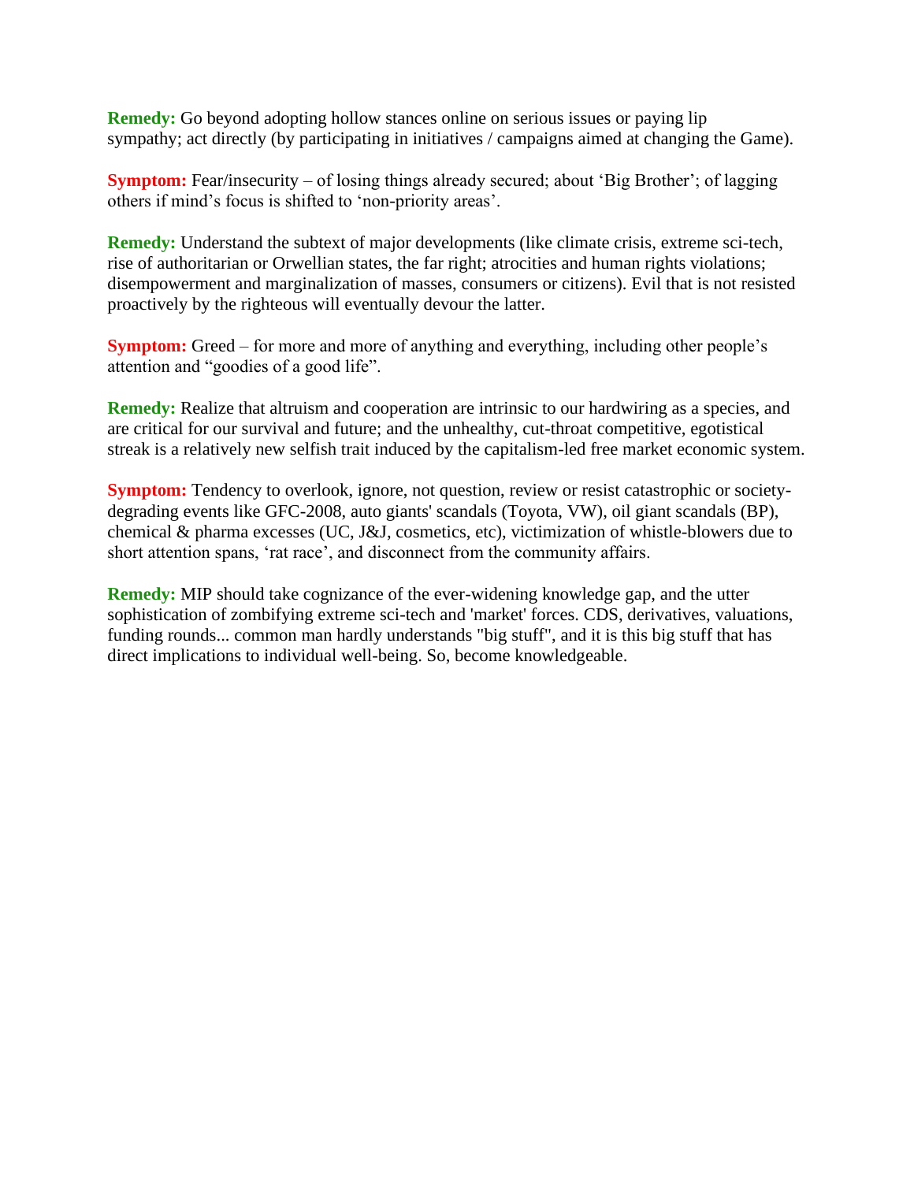**Remedy:** Go beyond adopting hollow stances online on serious issues or paying lip sympathy; act directly (by participating in initiatives / campaigns aimed at changing the Game).

**Symptom:** Fear/insecurity – of losing things already secured; about 'Big Brother'; of lagging others if mind's focus is shifted to 'non-priority areas'.

**Remedy:** Understand the subtext of major developments (like climate crisis, extreme sci-tech, rise of authoritarian or Orwellian states, the far right; atrocities and human rights violations; disempowerment and marginalization of masses, consumers or citizens). Evil that is not resisted proactively by the righteous will eventually devour the latter.

**Symptom:** Greed – for more and more of anything and everything, including other people's attention and "goodies of a good life".

**Remedy:** Realize that altruism and cooperation are intrinsic to our hardwiring as a species, and are critical for our survival and future; and the unhealthy, cut-throat competitive, egotistical streak is a relatively new selfish trait induced by the capitalism-led free market economic system.

**Symptom:** Tendency to overlook, ignore, not question, review or resist catastrophic or society-degrading events like GFC-2008, auto giants' scandals (Toyota, VW), oil giant scandals (BP), chemical & pharma excesses (UC, J&J, cosmetics, etc), victimization of whistle-blowers due to short attention spans, 'rat race', and disconnect from the community affairs.

**Remedy:** MIP should take cognizance of the ever-widening knowledge gap, and the utter sophistication of zombifying extreme sci-tech and 'market' forces. CDS, derivatives, valuations, funding rounds... common man hardly understands "big stuff", and it is this big stuff that has direct implications to individual well-being. So, become knowledgeable.